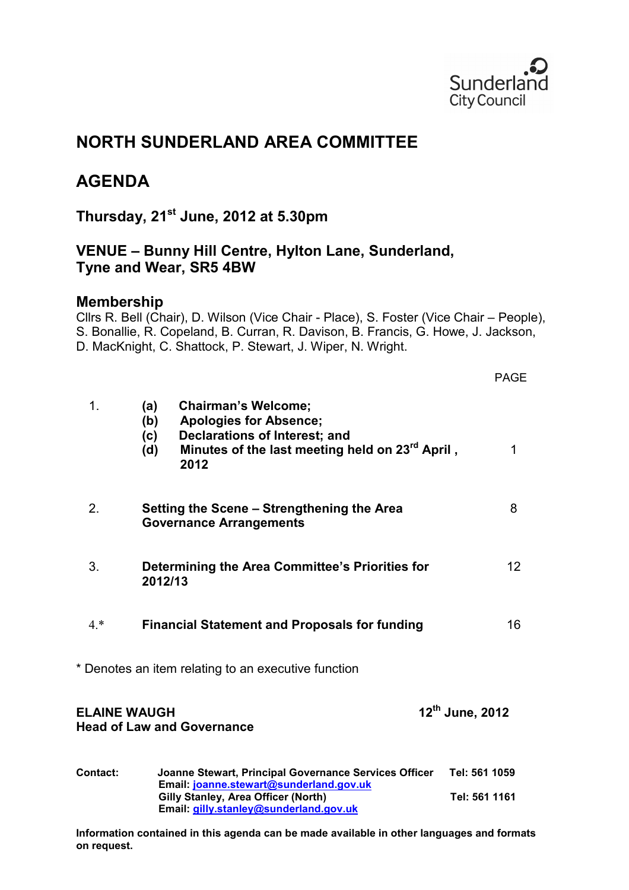Sunderland City Council

# NORTH SUNDERLAND AREA COMMITTEE

# AGENDA

### Thursday, 21st June, 2012 at 5.30pm

### VENUE – Bunny Hill Centre, Hylton Lane, Sunderland, Tyne and Wear, SR5 4BW

### Membership

Cllrs R. Bell (Chair), D. Wilson (Vice Chair - Place), S. Foster (Vice Chair – People), S. Bonallie, R. Copeland, B. Curran, R. Davison, B. Francis, G. Howe, J. Jackson, D. MacKnight, C. Shattock, P. Stewart, J. Wiper, N. Wright.

| | | PAGE |
|---|---|---|
| 1. | **(a) Chairman's Welcome;**<br>**(b) Apologies for Absence;**<br>**(c) Declarations of Interest; and**<br>**(d) Minutes of the last meeting held on 23rd April , 2012** | 1 |
| 2. | **Setting the Scene – Strengthening the Area Governance Arrangements** | 8 |
| 3. | **Determining the Area Committee's Priorities for 2012/13** | 12 |
| 4.* | **Financial Statement and Proposals for funding** | 16 |

\* Denotes an item relating to an executive function

**ELAINE WAUGH**
**Head of Law and Governance**

**12th June, 2012**

| | | |
|---|---|---|
| **Contact:** | **Joanne Stewart, Principal Governance Services Officer**<br>**Email: joanne.stewart@sunderland.gov.uk** | **Tel: 561 1059** |
| | **Gilly Stanley, Area Officer (North)**<br>**Email: gilly.stanley@sunderland.gov.uk** | **Tel: 561 1161** |

**Information contained in this agenda can be made available in other languages and formats on request.**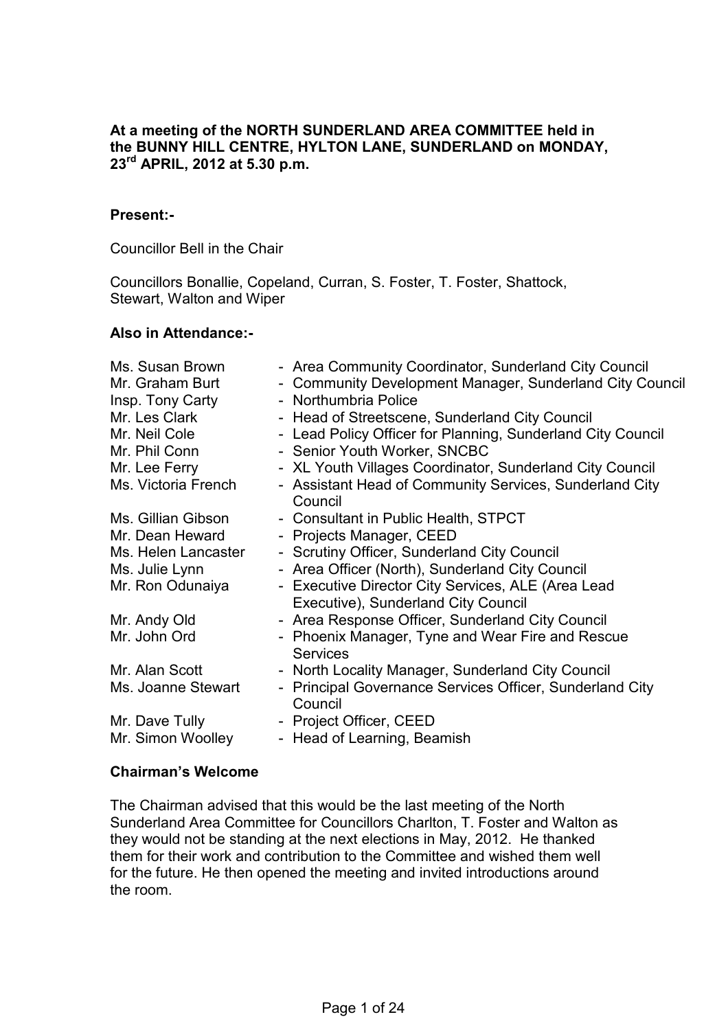**At a meeting of the NORTH SUNDERLAND AREA COMMITTEE held in the BUNNY HILL CENTRE, HYLTON LANE, SUNDERLAND on MONDAY, 23rd APRIL, 2012 at 5.30 p.m.**

**Present:-**

Councillor Bell in the Chair

Councillors Bonallie, Copeland, Curran, S. Foster, T. Foster, Shattock, Stewart, Walton and Wiper

**Also in Attendance:-**

| | |
|---|---|
| Ms. Susan Brown | - Area Community Coordinator, Sunderland City Council |
| Mr. Graham Burt | - Community Development Manager, Sunderland City Council |
| Insp. Tony Carty | - Northumbria Police |
| Mr. Les Clark | - Head of Streetscene, Sunderland City Council |
| Mr. Neil Cole | - Lead Policy Officer for Planning, Sunderland City Council |
| Mr. Phil Conn | - Senior Youth Worker, SNCBC |
| Mr. Lee Ferry | - XL Youth Villages Coordinator, Sunderland City Council |
| Ms. Victoria French | - Assistant Head of Community Services, Sunderland City Council |
| Ms. Gillian Gibson | - Consultant in Public Health, STPCT |
| Mr. Dean Heward | - Projects Manager, CEED |
| Ms. Helen Lancaster | - Scrutiny Officer, Sunderland City Council |
| Ms. Julie Lynn | - Area Officer (North), Sunderland City Council |
| Mr. Ron Odunaiya | - Executive Director City Services, ALE (Area Lead Executive), Sunderland City Council |
| Mr. Andy Old | - Area Response Officer, Sunderland City Council |
| Mr. John Ord | - Phoenix Manager, Tyne and Wear Fire and Rescue Services |
| Mr. Alan Scott | - North Locality Manager, Sunderland City Council |
| Ms. Joanne Stewart | - Principal Governance Services Officer, Sunderland City Council |
| Mr. Dave Tully | - Project Officer, CEED |
| Mr. Simon Woolley | - Head of Learning, Beamish |

**Chairman's Welcome**

The Chairman advised that this would be the last meeting of the North Sunderland Area Committee for Councillors Charlton, T. Foster and Walton as they would not be standing at the next elections in May, 2012. He thanked them for their work and contribution to the Committee and wished them well for the future. He then opened the meeting and invited introductions around the room.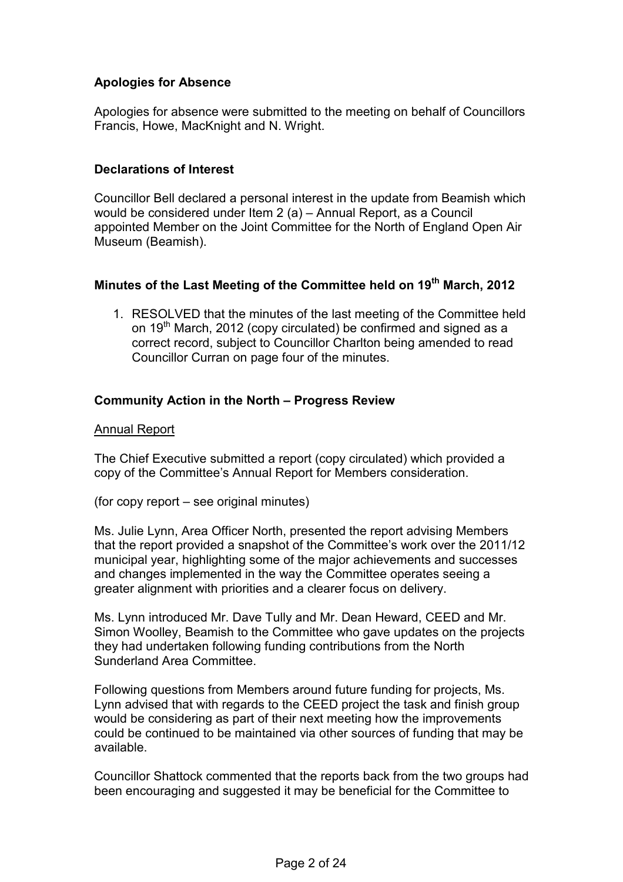**Apologies for Absence**

Apologies for absence were submitted to the meeting on behalf of Councillors Francis, Howe, MacKnight and N. Wright.

**Declarations of Interest**

Councillor Bell declared a personal interest in the update from Beamish which would be considered under Item 2 (a) – Annual Report, as a Council appointed Member on the Joint Committee for the North of England Open Air Museum (Beamish).

**Minutes of the Last Meeting of the Committee held on 19th March, 2012**

1. RESOLVED that the minutes of the last meeting of the Committee held on 19th March, 2012 (copy circulated) be confirmed and signed as a correct record, subject to Councillor Charlton being amended to read Councillor Curran on page four of the minutes.

**Community Action in the North – Progress Review**

Annual Report

The Chief Executive submitted a report (copy circulated) which provided a copy of the Committee's Annual Report for Members consideration.

(for copy report – see original minutes)

Ms. Julie Lynn, Area Officer North, presented the report advising Members that the report provided a snapshot of the Committee's work over the 2011/12 municipal year, highlighting some of the major achievements and successes and changes implemented in the way the Committee operates seeing a greater alignment with priorities and a clearer focus on delivery.

Ms. Lynn introduced Mr. Dave Tully and Mr. Dean Heward, CEED and Mr. Simon Woolley, Beamish to the Committee who gave updates on the projects they had undertaken following funding contributions from the North Sunderland Area Committee.

Following questions from Members around future funding for projects, Ms. Lynn advised that with regards to the CEED project the task and finish group would be considering as part of their next meeting how the improvements could be continued to be maintained via other sources of funding that may be available.

Councillor Shattock commented that the reports back from the two groups had been encouraging and suggested it may be beneficial for the Committee to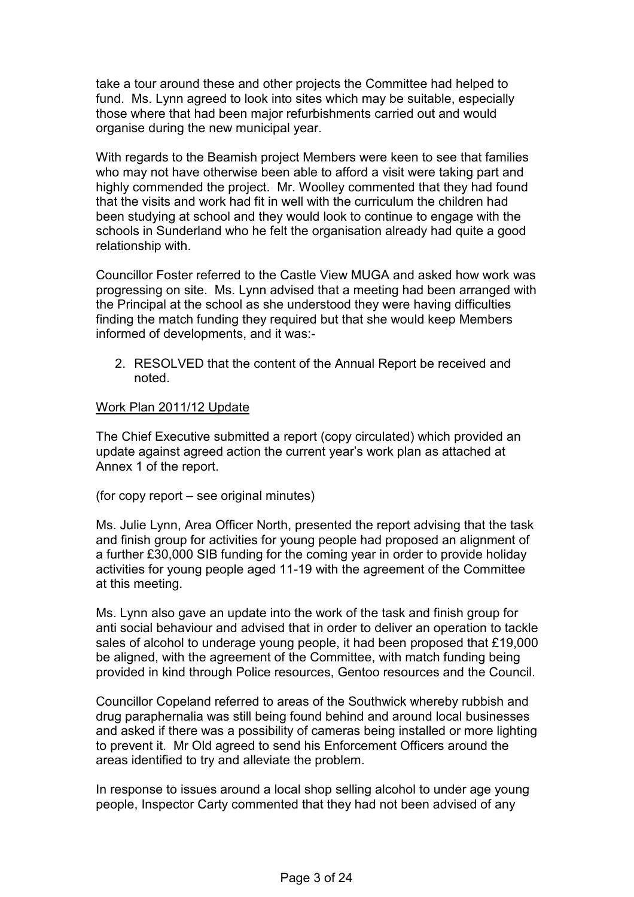take a tour around these and other projects the Committee had helped to fund. Ms. Lynn agreed to look into sites which may be suitable, especially those where that had been major refurbishments carried out and would organise during the new municipal year.

With regards to the Beamish project Members were keen to see that families who may not have otherwise been able to afford a visit were taking part and highly commended the project. Mr. Woolley commented that they had found that the visits and work had fit in well with the curriculum the children had been studying at school and they would look to continue to engage with the schools in Sunderland who he felt the organisation already had quite a good relationship with.

Councillor Foster referred to the Castle View MUGA and asked how work was progressing on site. Ms. Lynn advised that a meeting had been arranged with the Principal at the school as she understood they were having difficulties finding the match funding they required but that she would keep Members informed of developments, and it was:-

2. RESOLVED that the content of the Annual Report be received and noted.

Work Plan 2011/12 Update

The Chief Executive submitted a report (copy circulated) which provided an update against agreed action the current year's work plan as attached at Annex 1 of the report.

(for copy report – see original minutes)

Ms. Julie Lynn, Area Officer North, presented the report advising that the task and finish group for activities for young people had proposed an alignment of a further £30,000 SIB funding for the coming year in order to provide holiday activities for young people aged 11-19 with the agreement of the Committee at this meeting.

Ms. Lynn also gave an update into the work of the task and finish group for anti social behaviour and advised that in order to deliver an operation to tackle sales of alcohol to underage young people, it had been proposed that £19,000 be aligned, with the agreement of the Committee, with match funding being provided in kind through Police resources, Gentoo resources and the Council.

Councillor Copeland referred to areas of the Southwick whereby rubbish and drug paraphernalia was still being found behind and around local businesses and asked if there was a possibility of cameras being installed or more lighting to prevent it. Mr Old agreed to send his Enforcement Officers around the areas identified to try and alleviate the problem.

In response to issues around a local shop selling alcohol to under age young people, Inspector Carty commented that they had not been advised of any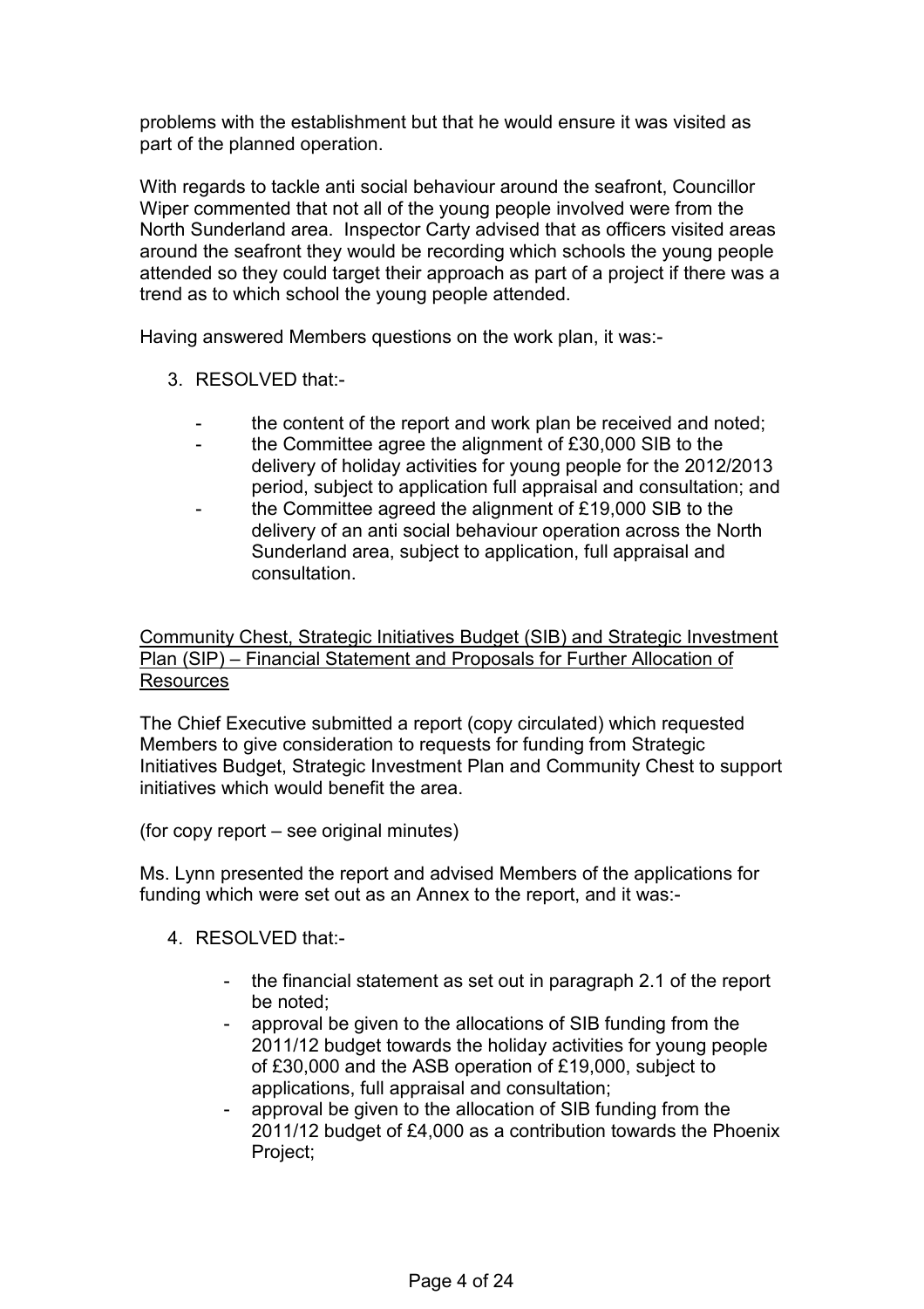problems with the establishment but that he would ensure it was visited as part of the planned operation.

With regards to tackle anti social behaviour around the seafront, Councillor Wiper commented that not all of the young people involved were from the North Sunderland area. Inspector Carty advised that as officers visited areas around the seafront they would be recording which schools the young people attended so they could target their approach as part of a project if there was a trend as to which school the young people attended.

Having answered Members questions on the work plan, it was:-

3. RESOLVED that:-

   - the content of the report and work plan be received and noted;
   - the Committee agree the alignment of £30,000 SIB to the delivery of holiday activities for young people for the 2012/2013 period, subject to application full appraisal and consultation; and
   - the Committee agreed the alignment of £19,000 SIB to the delivery of an anti social behaviour operation across the North Sunderland area, subject to application, full appraisal and consultation.

<u>Community Chest, Strategic Initiatives Budget (SIB) and Strategic Investment Plan (SIP) – Financial Statement and Proposals for Further Allocation of Resources</u>

The Chief Executive submitted a report (copy circulated) which requested Members to give consideration to requests for funding from Strategic Initiatives Budget, Strategic Investment Plan and Community Chest to support initiatives which would benefit the area.

(for copy report – see original minutes)

Ms. Lynn presented the report and advised Members of the applications for funding which were set out as an Annex to the report, and it was:-

4. RESOLVED that:-

   - the financial statement as set out in paragraph 2.1 of the report be noted;
   - approval be given to the allocations of SIB funding from the 2011/12 budget towards the holiday activities for young people of £30,000 and the ASB operation of £19,000, subject to applications, full appraisal and consultation;
   - approval be given to the allocation of SIB funding from the 2011/12 budget of £4,000 as a contribution towards the Phoenix Project;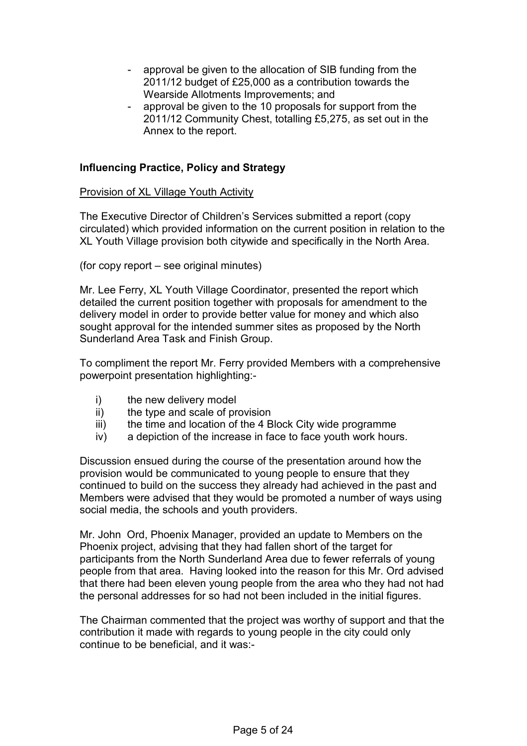- approval be given to the allocation of SIB funding from the 2011/12 budget of £25,000 as a contribution towards the Wearside Allotments Improvements; and
- approval be given to the 10 proposals for support from the 2011/12 Community Chest, totalling £5,275, as set out in the Annex to the report.

**Influencing Practice, Policy and Strategy**

Provision of XL Village Youth Activity

The Executive Director of Children's Services submitted a report (copy circulated) which provided information on the current position in relation to the XL Youth Village provision both citywide and specifically in the North Area.

(for copy report – see original minutes)

Mr. Lee Ferry, XL Youth Village Coordinator, presented the report which detailed the current position together with proposals for amendment to the delivery model in order to provide better value for money and which also sought approval for the intended summer sites as proposed by the North Sunderland Area Task and Finish Group.

To compliment the report Mr. Ferry provided Members with a comprehensive powerpoint presentation highlighting:-

i) the new delivery model
ii) the type and scale of provision
iii) the time and location of the 4 Block City wide programme
iv) a depiction of the increase in face to face youth work hours.

Discussion ensued during the course of the presentation around how the provision would be communicated to young people to ensure that they continued to build on the success they already had achieved in the past and Members were advised that they would be promoted a number of ways using social media, the schools and youth providers.

Mr. John Ord, Phoenix Manager, provided an update to Members on the Phoenix project, advising that they had fallen short of the target for participants from the North Sunderland Area due to fewer referrals of young people from that area. Having looked into the reason for this Mr. Ord advised that there had been eleven young people from the area who they had not had the personal addresses for so had not been included in the initial figures.

The Chairman commented that the project was worthy of support and that the contribution it made with regards to young people in the city could only continue to be beneficial, and it was:-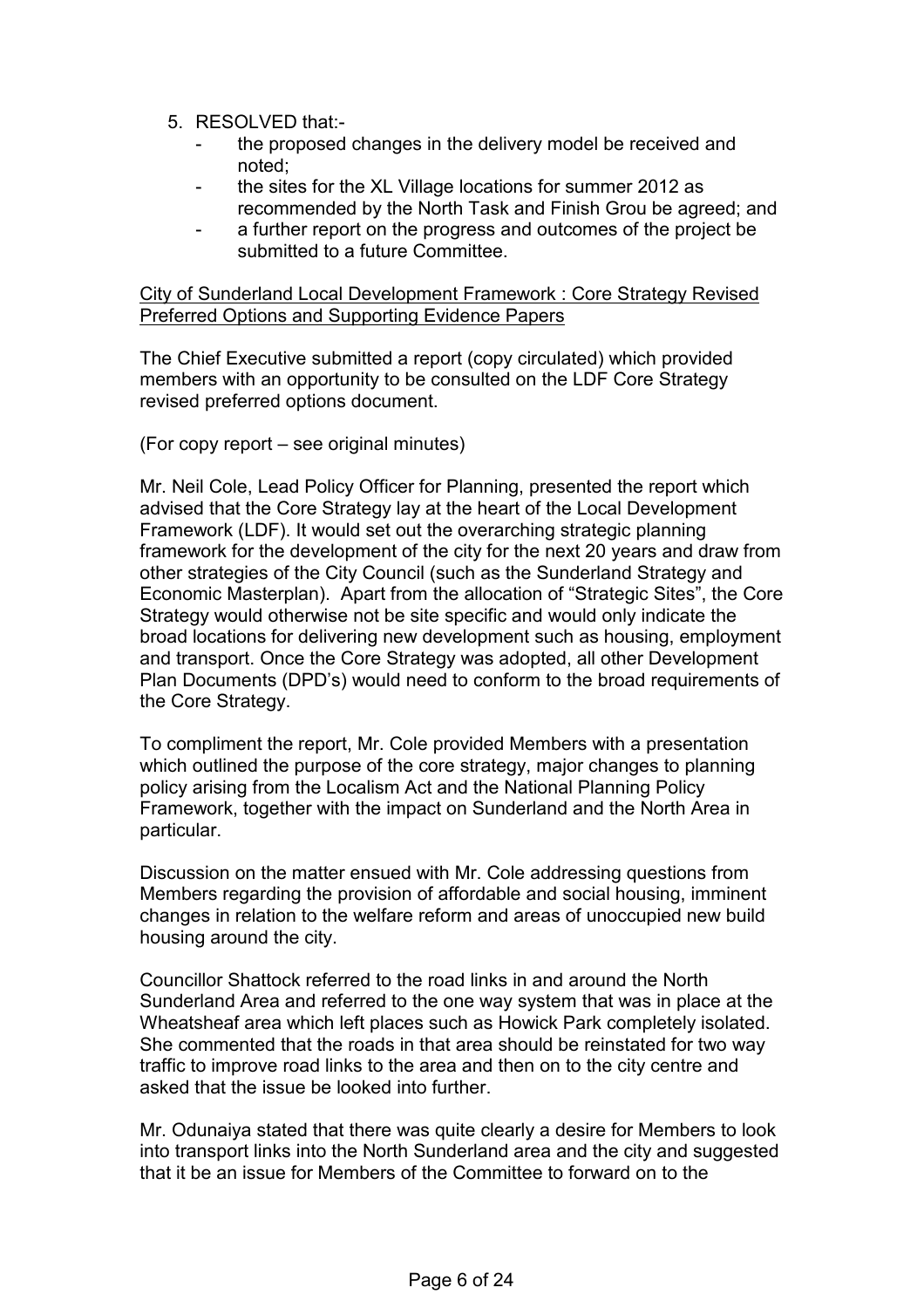5. RESOLVED that:-
   - the proposed changes in the delivery model be received and noted;
   - the sites for the XL Village locations for summer 2012 as recommended by the North Task and Finish Grou be agreed; and
   - a further report on the progress and outcomes of the project be submitted to a future Committee.

<u>City of Sunderland Local Development Framework : Core Strategy Revised Preferred Options and Supporting Evidence Papers</u>

The Chief Executive submitted a report (copy circulated) which provided members with an opportunity to be consulted on the LDF Core Strategy revised preferred options document.

(For copy report – see original minutes)

Mr. Neil Cole, Lead Policy Officer for Planning, presented the report which advised that the Core Strategy lay at the heart of the Local Development Framework (LDF). It would set out the overarching strategic planning framework for the development of the city for the next 20 years and draw from other strategies of the City Council (such as the Sunderland Strategy and Economic Masterplan). Apart from the allocation of "Strategic Sites", the Core Strategy would otherwise not be site specific and would only indicate the broad locations for delivering new development such as housing, employment and transport. Once the Core Strategy was adopted, all other Development Plan Documents (DPD's) would need to conform to the broad requirements of the Core Strategy.

To compliment the report, Mr. Cole provided Members with a presentation which outlined the purpose of the core strategy, major changes to planning policy arising from the Localism Act and the National Planning Policy Framework, together with the impact on Sunderland and the North Area in particular.

Discussion on the matter ensued with Mr. Cole addressing questions from Members regarding the provision of affordable and social housing, imminent changes in relation to the welfare reform and areas of unoccupied new build housing around the city.

Councillor Shattock referred to the road links in and around the North Sunderland Area and referred to the one way system that was in place at the Wheatsheaf area which left places such as Howick Park completely isolated. She commented that the roads in that area should be reinstated for two way traffic to improve road links to the area and then on to the city centre and asked that the issue be looked into further.

Mr. Odunaiya stated that there was quite clearly a desire for Members to look into transport links into the North Sunderland area and the city and suggested that it be an issue for Members of the Committee to forward on to the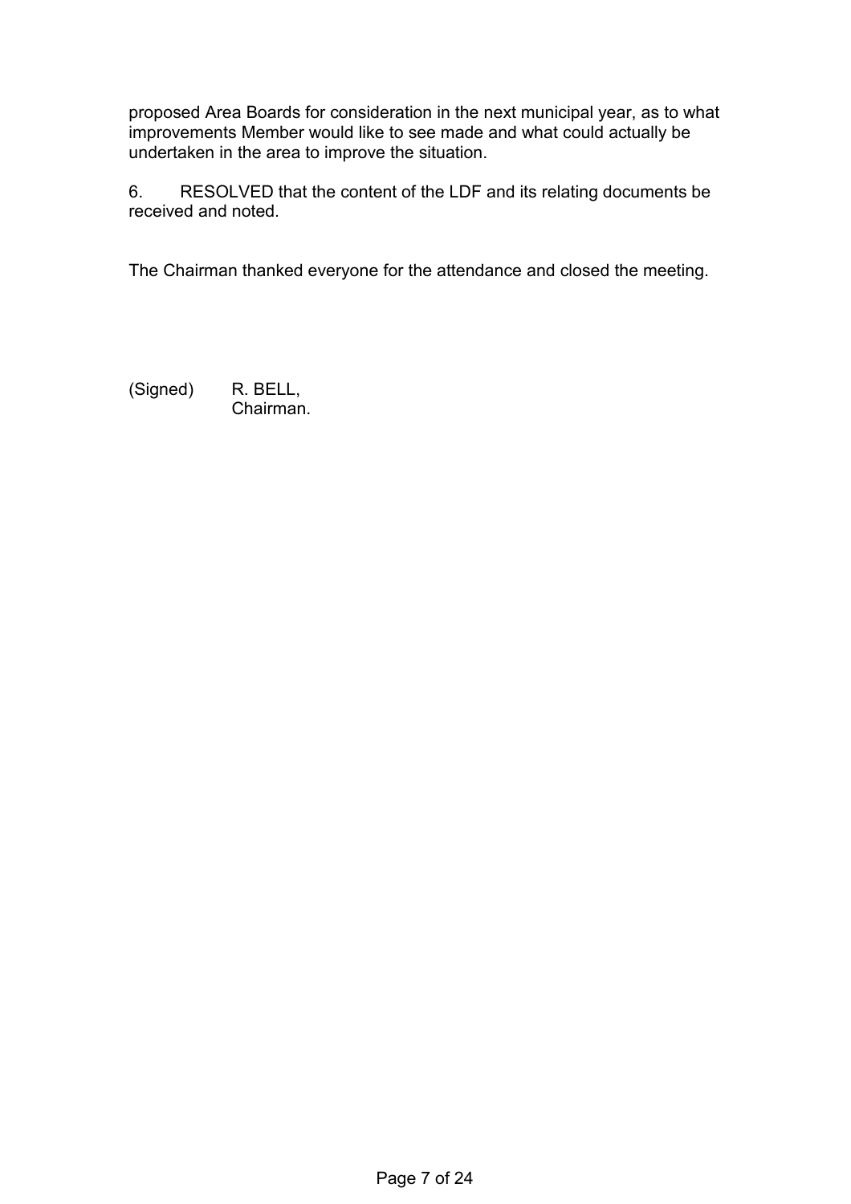proposed Area Boards for consideration in the next municipal year, as to what improvements Member would like to see made and what could actually be undertaken in the area to improve the situation.

6. RESOLVED that the content of the LDF and its relating documents be received and noted.

The Chairman thanked everyone for the attendance and closed the meeting.

(Signed) R. BELL,
Chairman.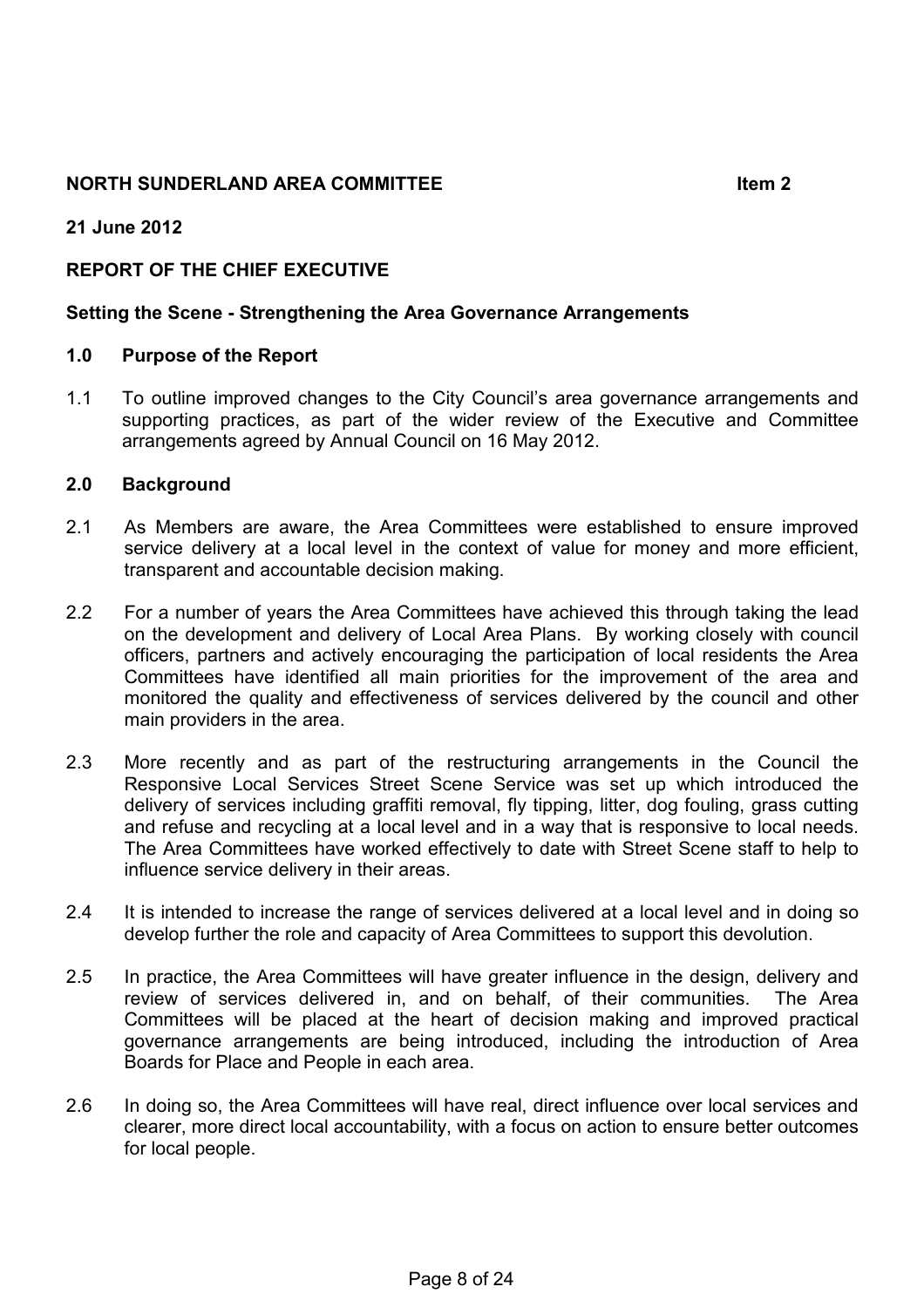**NORTH SUNDERLAND AREA COMMITTEE** **Item 2**

**21 June 2012**

**REPORT OF THE CHIEF EXECUTIVE**

**Setting the Scene - Strengthening the Area Governance Arrangements**

## 1.0 Purpose of the Report

1.1 To outline improved changes to the City Council's area governance arrangements and supporting practices, as part of the wider review of the Executive and Committee arrangements agreed by Annual Council on 16 May 2012.

## 2.0 Background

2.1 As Members are aware, the Area Committees were established to ensure improved service delivery at a local level in the context of value for money and more efficient, transparent and accountable decision making.

2.2 For a number of years the Area Committees have achieved this through taking the lead on the development and delivery of Local Area Plans. By working closely with council officers, partners and actively encouraging the participation of local residents the Area Committees have identified all main priorities for the improvement of the area and monitored the quality and effectiveness of services delivered by the council and other main providers in the area.

2.3 More recently and as part of the restructuring arrangements in the Council the Responsive Local Services Street Scene Service was set up which introduced the delivery of services including graffiti removal, fly tipping, litter, dog fouling, grass cutting and refuse and recycling at a local level and in a way that is responsive to local needs. The Area Committees have worked effectively to date with Street Scene staff to help to influence service delivery in their areas.

2.4 It is intended to increase the range of services delivered at a local level and in doing so develop further the role and capacity of Area Committees to support this devolution.

2.5 In practice, the Area Committees will have greater influence in the design, delivery and review of services delivered in, and on behalf, of their communities. The Area Committees will be placed at the heart of decision making and improved practical governance arrangements are being introduced, including the introduction of Area Boards for Place and People in each area.

2.6 In doing so, the Area Committees will have real, direct influence over local services and clearer, more direct local accountability, with a focus on action to ensure better outcomes for local people.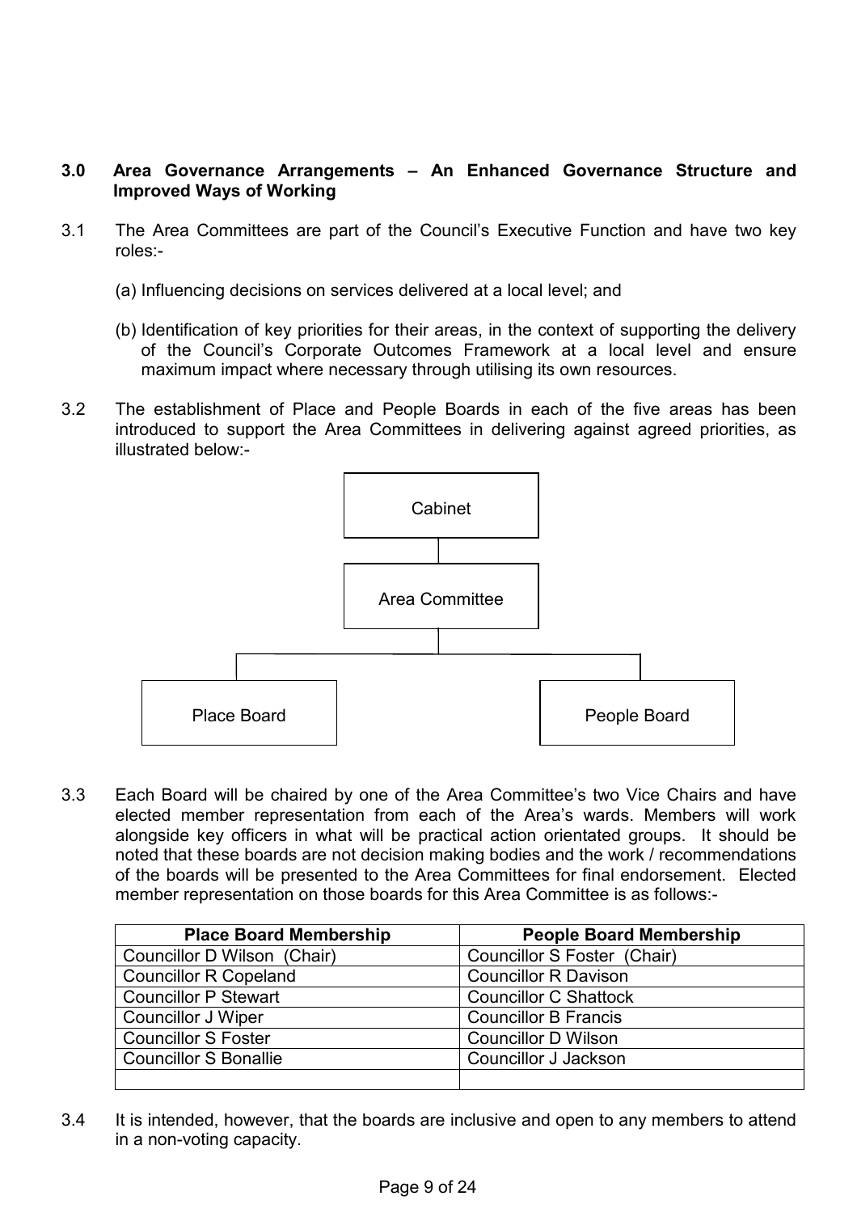## 3.0 Area Governance Arrangements – An Enhanced Governance Structure and Improved Ways of Working

3.1 The Area Committees are part of the Council's Executive Function and have two key roles:-

(a) Influencing decisions on services delivered at a local level; and

(b) Identification of key priorities for their areas, in the context of supporting the delivery of the Council's Corporate Outcomes Framework at a local level and ensure maximum impact where necessary through utilising its own resources.

3.2 The establishment of Place and People Boards in each of the five areas has been introduced to support the Area Committees in delivering against agreed priorities, as illustrated below:-

Cabinet

Area Committee

Place Board | People Board

3.3 Each Board will be chaired by one of the Area Committee's two Vice Chairs and have elected member representation from each of the Area's wards. Members will work alongside key officers in what will be practical action orientated groups. It should be noted that these boards are not decision making bodies and the work / recommendations of the boards will be presented to the Area Committees for final endorsement. Elected member representation on those boards for this Area Committee is as follows:-

| Place Board Membership | People Board Membership |
|---|---|
| Councillor D Wilson (Chair) | Councillor S Foster (Chair) |
| Councillor R Copeland | Councillor R Davison |
| Councillor P Stewart | Councillor C Shattock |
| Councillor J Wiper | Councillor B Francis |
| Councillor S Foster | Councillor D Wilson |
| Councillor S Bonallie | Councillor J Jackson |
| | |

3.4 It is intended, however, that the boards are inclusive and open to any members to attend in a non-voting capacity.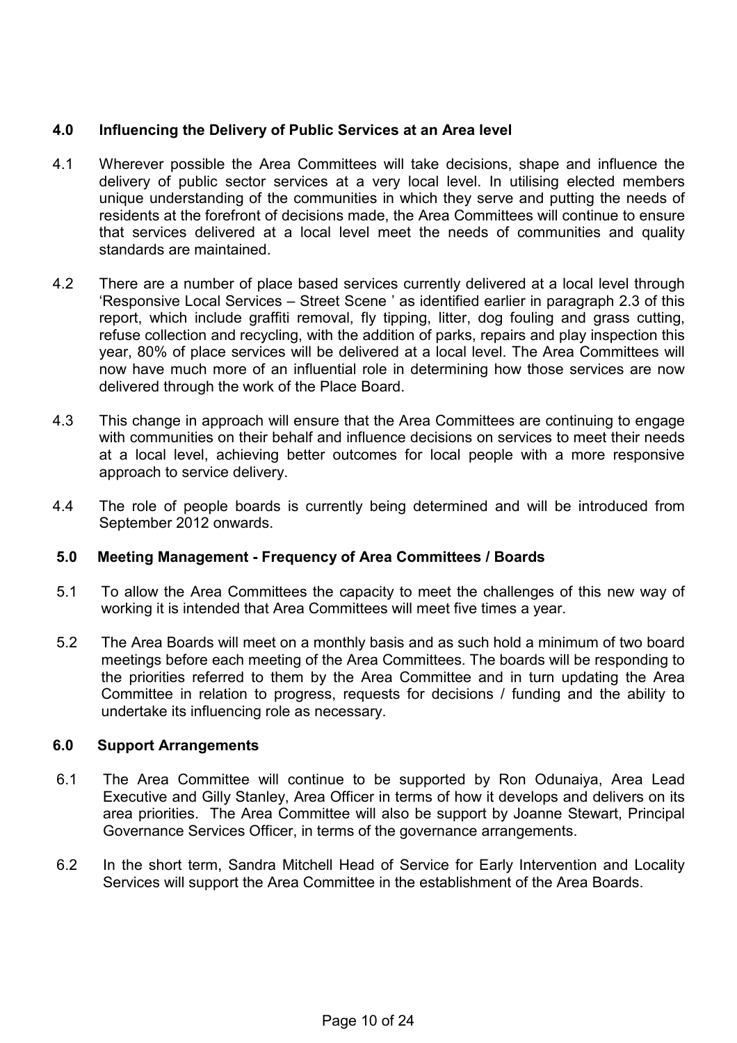## 4.0 Influencing the Delivery of Public Services at an Area level

4.1 Wherever possible the Area Committees will take decisions, shape and influence the delivery of public sector services at a very local level. In utilising elected members unique understanding of the communities in which they serve and putting the needs of residents at the forefront of decisions made, the Area Committees will continue to ensure that services delivered at a local level meet the needs of communities and quality standards are maintained.

4.2 There are a number of place based services currently delivered at a local level through 'Responsive Local Services – Street Scene ' as identified earlier in paragraph 2.3 of this report, which include graffiti removal, fly tipping, litter, dog fouling and grass cutting, refuse collection and recycling, with the addition of parks, repairs and play inspection this year, 80% of place services will be delivered at a local level. The Area Committees will now have much more of an influential role in determining how those services are now delivered through the work of the Place Board.

4.3 This change in approach will ensure that the Area Committees are continuing to engage with communities on their behalf and influence decisions on services to meet their needs at a local level, achieving better outcomes for local people with a more responsive approach to service delivery.

4.4 The role of people boards is currently being determined and will be introduced from September 2012 onwards.

## 5.0 Meeting Management - Frequency of Area Committees / Boards

5.1 To allow the Area Committees the capacity to meet the challenges of this new way of working it is intended that Area Committees will meet five times a year.

5.2 The Area Boards will meet on a monthly basis and as such hold a minimum of two board meetings before each meeting of the Area Committees. The boards will be responding to the priorities referred to them by the Area Committee and in turn updating the Area Committee in relation to progress, requests for decisions / funding and the ability to undertake its influencing role as necessary.

## 6.0 Support Arrangements

6.1 The Area Committee will continue to be supported by Ron Odunaiya, Area Lead Executive and Gilly Stanley, Area Officer in terms of how it develops and delivers on its area priorities. The Area Committee will also be support by Joanne Stewart, Principal Governance Services Officer, in terms of the governance arrangements.

6.2 In the short term, Sandra Mitchell Head of Service for Early Intervention and Locality Services will support the Area Committee in the establishment of the Area Boards.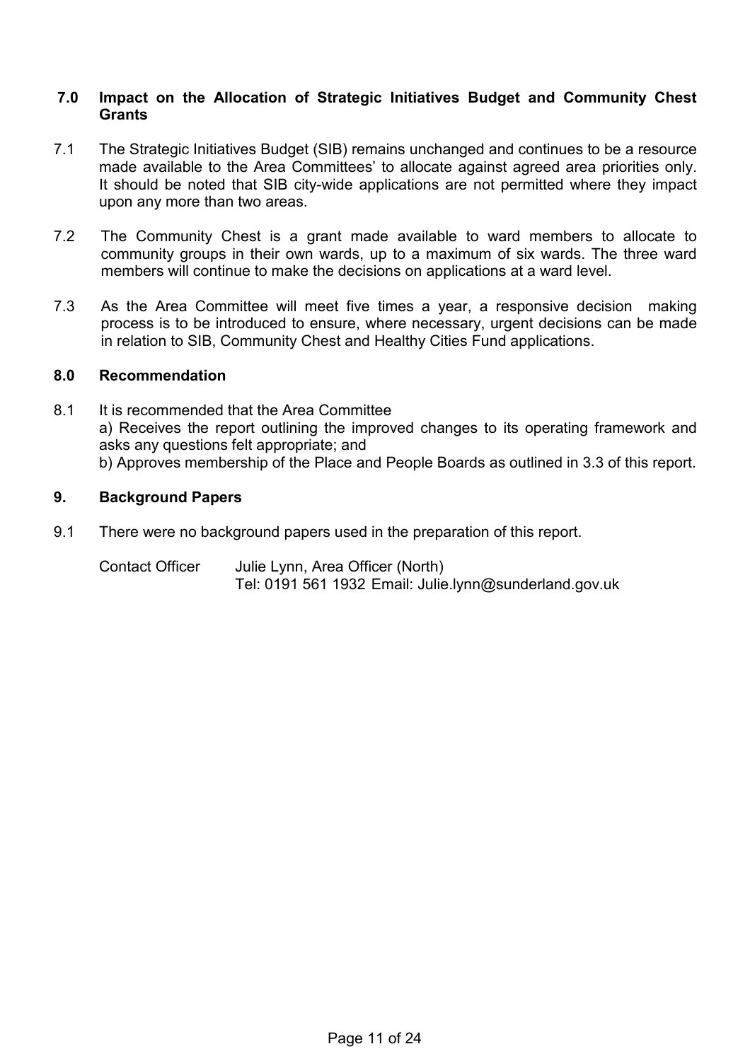## 7.0 Impact on the Allocation of Strategic Initiatives Budget and Community Chest Grants

7.1 The Strategic Initiatives Budget (SIB) remains unchanged and continues to be a resource made available to the Area Committees' to allocate against agreed area priorities only. It should be noted that SIB city-wide applications are not permitted where they impact upon any more than two areas.

7.2 The Community Chest is a grant made available to ward members to allocate to community groups in their own wards, up to a maximum of six wards. The three ward members will continue to make the decisions on applications at a ward level.

7.3 As the Area Committee will meet five times a year, a responsive decision making process is to be introduced to ensure, where necessary, urgent decisions can be made in relation to SIB, Community Chest and Healthy Cities Fund applications.

## 8.0 Recommendation

8.1 It is recommended that the Area Committee
a) Receives the report outlining the improved changes to its operating framework and asks any questions felt appropriate; and
b) Approves membership of the Place and People Boards as outlined in 3.3 of this report.

## 9. Background Papers

9.1 There were no background papers used in the preparation of this report.

Contact Officer Julie Lynn, Area Officer (North)
Tel: 0191 561 1932 Email: Julie.lynn@sunderland.gov.uk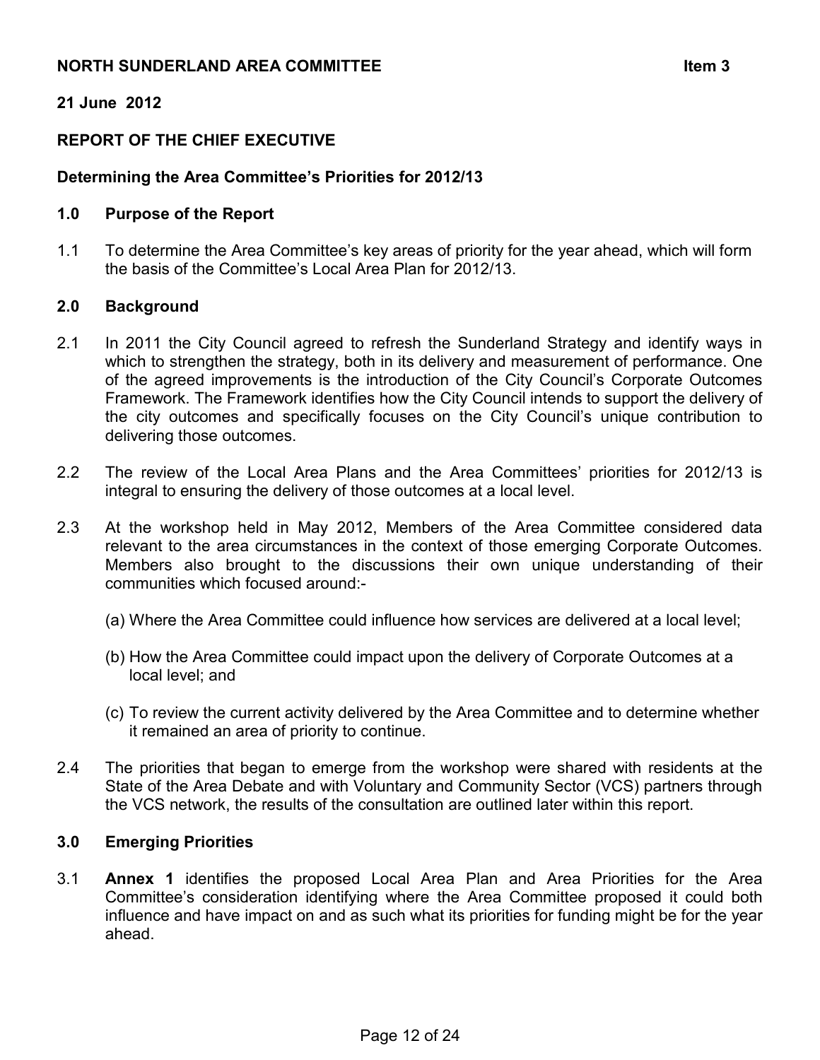**NORTH SUNDERLAND AREA COMMITTEE** **Item 3**

**21 June 2012**

**REPORT OF THE CHIEF EXECUTIVE**

**Determining the Area Committee's Priorities for 2012/13**

## 1.0 Purpose of the Report

1.1 To determine the Area Committee's key areas of priority for the year ahead, which will form the basis of the Committee's Local Area Plan for 2012/13.

## 2.0 Background

2.1 In 2011 the City Council agreed to refresh the Sunderland Strategy and identify ways in which to strengthen the strategy, both in its delivery and measurement of performance. One of the agreed improvements is the introduction of the City Council's Corporate Outcomes Framework. The Framework identifies how the City Council intends to support the delivery of the city outcomes and specifically focuses on the City Council's unique contribution to delivering those outcomes.

2.2 The review of the Local Area Plans and the Area Committees' priorities for 2012/13 is integral to ensuring the delivery of those outcomes at a local level.

2.3 At the workshop held in May 2012, Members of the Area Committee considered data relevant to the area circumstances in the context of those emerging Corporate Outcomes. Members also brought to the discussions their own unique understanding of their communities which focused around:-

(a) Where the Area Committee could influence how services are delivered at a local level;

(b) How the Area Committee could impact upon the delivery of Corporate Outcomes at a local level; and

(c) To review the current activity delivered by the Area Committee and to determine whether it remained an area of priority to continue.

2.4 The priorities that began to emerge from the workshop were shared with residents at the State of the Area Debate and with Voluntary and Community Sector (VCS) partners through the VCS network, the results of the consultation are outlined later within this report.

## 3.0 Emerging Priorities

3.1 **Annex 1** identifies the proposed Local Area Plan and Area Priorities for the Area Committee's consideration identifying where the Area Committee proposed it could both influence and have impact on and as such what its priorities for funding might be for the year ahead.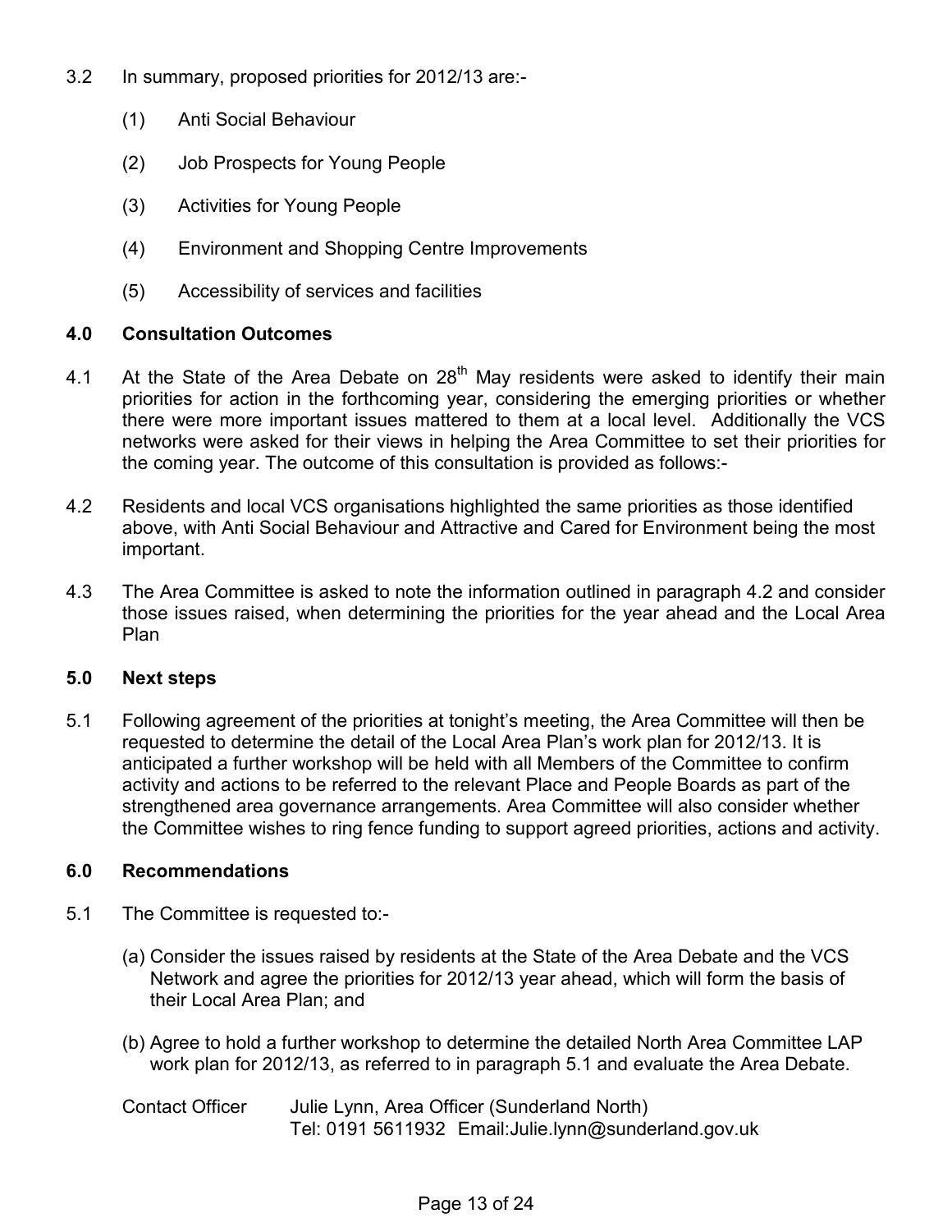3.2 In summary, proposed priorities for 2012/13 are:-

(1) Anti Social Behaviour

(2) Job Prospects for Young People

(3) Activities for Young People

(4) Environment and Shopping Centre Improvements

(5) Accessibility of services and facilities

## 4.0 Consultation Outcomes

4.1 At the State of the Area Debate on 28th May residents were asked to identify their main priorities for action in the forthcoming year, considering the emerging priorities or whether there were more important issues mattered to them at a local level. Additionally the VCS networks were asked for their views in helping the Area Committee to set their priorities for the coming year. The outcome of this consultation is provided as follows:-

4.2 Residents and local VCS organisations highlighted the same priorities as those identified above, with Anti Social Behaviour and Attractive and Cared for Environment being the most important.

4.3 The Area Committee is asked to note the information outlined in paragraph 4.2 and consider those issues raised, when determining the priorities for the year ahead and the Local Area Plan

## 5.0 Next steps

5.1 Following agreement of the priorities at tonight's meeting, the Area Committee will then be requested to determine the detail of the Local Area Plan's work plan for 2012/13. It is anticipated a further workshop will be held with all Members of the Committee to confirm activity and actions to be referred to the relevant Place and People Boards as part of the strengthened area governance arrangements. Area Committee will also consider whether the Committee wishes to ring fence funding to support agreed priorities, actions and activity.

## 6.0 Recommendations

5.1 The Committee is requested to:-

(a) Consider the issues raised by residents at the State of the Area Debate and the VCS Network and agree the priorities for 2012/13 year ahead, which will form the basis of their Local Area Plan; and

(b) Agree to hold a further workshop to determine the detailed North Area Committee LAP work plan for 2012/13, as referred to in paragraph 5.1 and evaluate the Area Debate.

Contact Officer Julie Lynn, Area Officer (Sunderland North)
Tel: 0191 5611932 Email:Julie.lynn@sunderland.gov.uk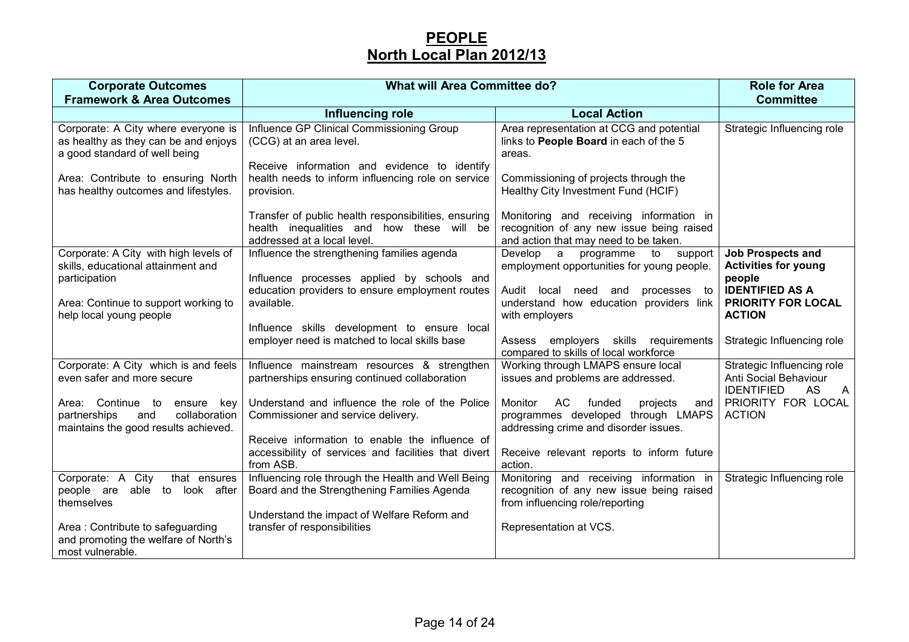# PEOPLE
# North Local Plan 2012/13

| Corporate Outcomes Framework & Area Outcomes | What will Area Committee do? | | Role for Area Committee |
|---|---|---|---|
| | **Influencing role** | **Local Action** | |
| Corporate: A City where everyone is as healthy as they can be and enjoys a good standard of well being<br><br>Area: Contribute to ensuring North has healthy outcomes and lifestyles. | Influence GP Clinical Commissioning Group (CCG) at an area level.<br><br>Receive information and evidence to identify health needs to inform influencing role on service provision.<br><br>Transfer of public health responsibilities, ensuring health inequalities and how these will be addressed at a local level. | Area representation at CCG and potential links to **People Board** in each of the 5 areas.<br><br>Commissioning of projects through the Healthy City Investment Fund (HCIF)<br><br>Monitoring and receiving information in recognition of any new issue being raised and action that may need to be taken. | Strategic Influencing role |
| Corporate: A City with high levels of skills, educational attainment and participation<br><br>Area: Continue to support working to help local young people | Influence the strengthening families agenda<br><br>Influence processes applied by schools and education providers to ensure employment routes available.<br><br>Influence skills development to ensure local employer need is matched to local skills base | Develop a programme to support employment opportunities for young people.<br><br>Audit local need and processes to understand how education providers link with employers<br><br>Assess employers skills requirements compared to skills of local workforce | **Job Prospects and Activities for young people IDENTIFIED AS A PRIORITY FOR LOCAL ACTION**<br><br>Strategic Influencing role |
| Corporate: A City which is and feels even safer and more secure<br><br>Area: Continue to ensure key partnerships and collaboration maintains the good results achieved. | Influence mainstream resources & strengthen partnerships ensuring continued collaboration<br><br>Understand and influence the role of the Police Commissioner and service delivery.<br><br>Receive information to enable the influence of accessibility of services and facilities that divert from ASB. | Working through LMAPS ensure local issues and problems are addressed.<br><br>Monitor AC funded projects and programmes developed through LMAPS addressing crime and disorder issues.<br><br>Receive relevant reports to inform future action. | Strategic Influencing role Anti Social Behaviour IDENTIFIED AS A PRIORITY FOR LOCAL ACTION |
| Corporate: A City that ensures people are able to look after themselves<br><br>Area : Contribute to safeguarding and promoting the welfare of North's most vulnerable. | Influencing role through the Health and Well Being Board and the Strengthening Families Agenda<br><br>Understand the impact of Welfare Reform and transfer of responsibilities | Monitoring and receiving information in recognition of any new issue being raised from influencing role/reporting<br><br>Representation at VCS. | Strategic Influencing role |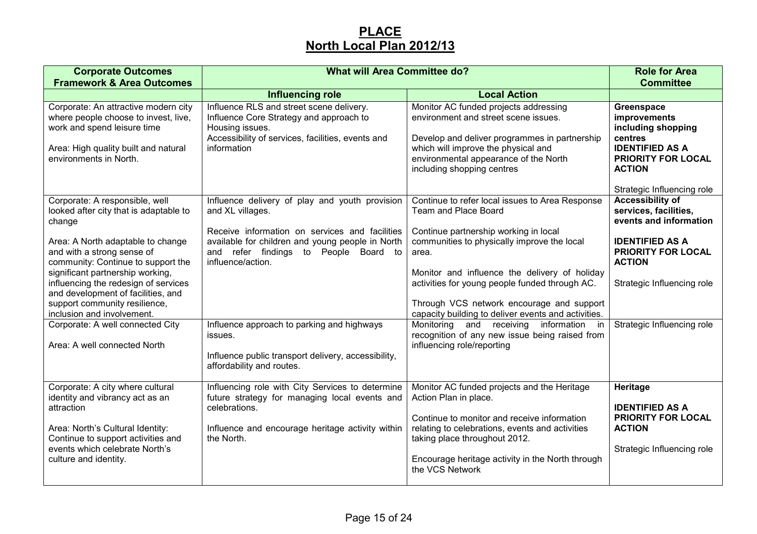# PLACE

## North Local Plan 2012/13

| Corporate Outcomes Framework & Area Outcomes | What will Area Committee do? | | Role for Area Committee |
|---|---|---|---|
| | **Influencing role** | **Local Action** | |
| Corporate: An attractive modern city where people choose to invest, live, work and spend leisure time<br><br>Area: High quality built and natural environments in North. | Influence RLS and street scene delivery.<br>Influence Core Strategy and approach to Housing issues.<br>Accessibility of services, facilities, events and information | Monitor AC funded projects addressing environment and street scene issues.<br><br>Develop and deliver programmes in partnership which will improve the physical and environmental appearance of the North including shopping centres | **Greenspace improvements including shopping centres**<br>**IDENTIFIED AS A PRIORITY FOR LOCAL ACTION**<br><br>Strategic Influencing role |
| Corporate: A responsible, well looked after city that is adaptable to change<br><br>Area: A North adaptable to change and with a strong sense of community: Continue to support the significant partnership working, influencing the redesign of services and development of facilities, and support community resilience, inclusion and involvement. | Influence delivery of play and youth provision and XL villages.<br><br>Receive information on services and facilities available for children and young people in North and refer findings to People Board to influence/action. | Continue to refer local issues to Area Response Team and Place Board<br><br>Continue partnership working in local communities to physically improve the local area.<br><br>Monitor and influence the delivery of holiday activities for young people funded through AC.<br><br>Through VCS network encourage and support capacity building to deliver events and activities. | **Accessibility of services, facilities, events and information**<br><br>**IDENTIFIED AS A PRIORITY FOR LOCAL ACTION**<br><br>Strategic Influencing role |
| Corporate: A well connected City<br><br>Area: A well connected North | Influence approach to parking and highways issues.<br><br>Influence public transport delivery, accessibility, affordability and routes. | Monitoring and receiving information in recognition of any new issue being raised from influencing role/reporting | Strategic Influencing role |
| Corporate: A city where cultural identity and vibrancy act as an attraction<br><br>Area: North's Cultural Identity: Continue to support activities and events which celebrate North's culture and identity. | Influencing role with City Services to determine future strategy for managing local events and celebrations.<br><br>Influence and encourage heritage activity within the North. | Monitor AC funded projects and the Heritage Action Plan in place.<br><br>Continue to monitor and receive information relating to celebrations, events and activities taking place throughout 2012.<br><br>Encourage heritage activity in the North through the VCS Network | **Heritage**<br><br>**IDENTIFIED AS A PRIORITY FOR LOCAL ACTION**<br><br>Strategic Influencing role |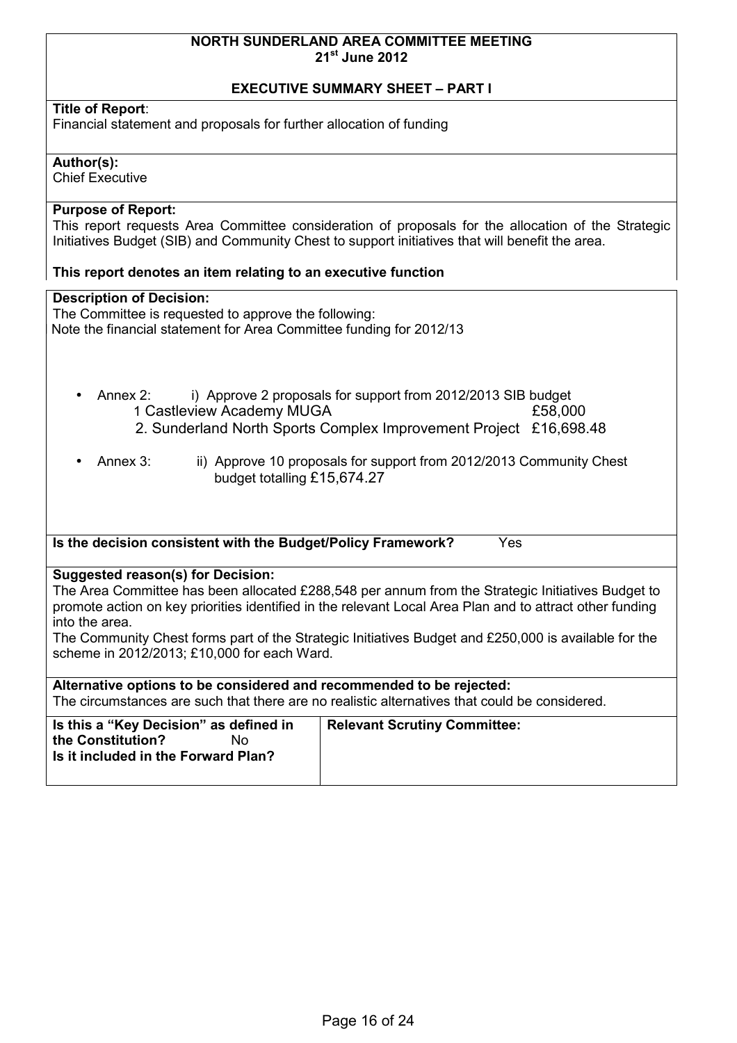**NORTH SUNDERLAND AREA COMMITTEE MEETING**
**21st June 2012**

**EXECUTIVE SUMMARY SHEET – PART I**

**Title of Report**:
Financial statement and proposals for further allocation of funding

**Author(s):**
Chief Executive

**Purpose of Report:**
This report requests Area Committee consideration of proposals for the allocation of the Strategic Initiatives Budget (SIB) and Community Chest to support initiatives that will benefit the area.

**This report denotes an item relating to an executive function**

**Description of Decision:**
The Committee is requested to approve the following:
Note the financial statement for Area Committee funding for 2012/13

- Annex 2: i) Approve 2 proposals for support from 2012/2013 SIB budget
  1 Castleview Academy MUGA £58,000
  2. Sunderland North Sports Complex Improvement Project £16,698.48
- Annex 3: ii) Approve 10 proposals for support from 2012/2013 Community Chest budget totalling £15,674.27

**Is the decision consistent with the Budget/Policy Framework?** Yes

**Suggested reason(s) for Decision:**
The Area Committee has been allocated £288,548 per annum from the Strategic Initiatives Budget to promote action on key priorities identified in the relevant Local Area Plan and to attract other funding into the area.
The Community Chest forms part of the Strategic Initiatives Budget and £250,000 is available for the scheme in 2012/2013; £10,000 for each Ward.

**Alternative options to be considered and recommended to be rejected:**
The circumstances are such that there are no realistic alternatives that could be considered.

| **Is this a "Key Decision" as defined in the Constitution?** No<br>**Is it included in the Forward Plan?** | **Relevant Scrutiny Committee:** |
| --- | --- |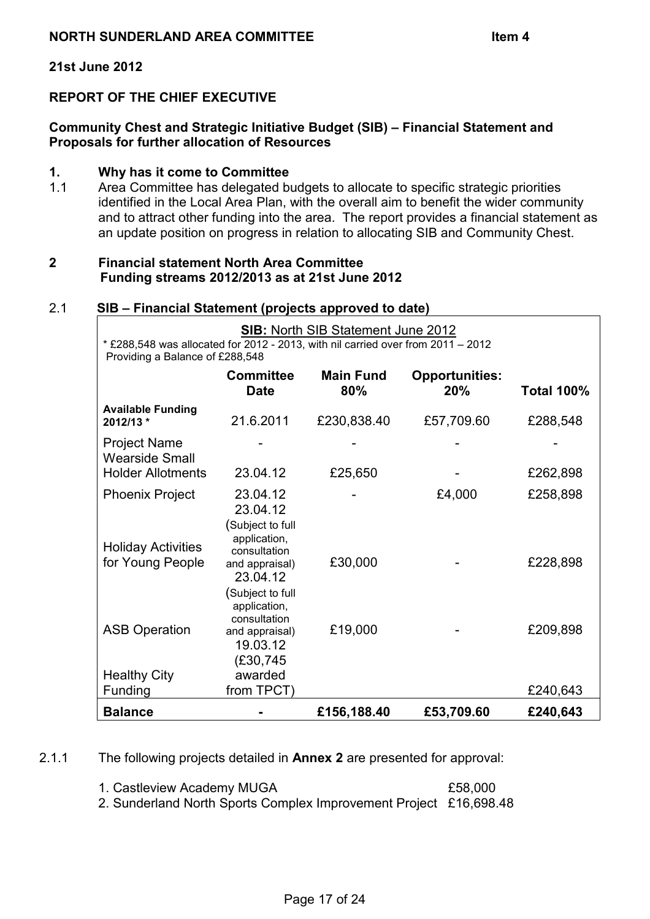**NORTH SUNDERLAND AREA COMMITTEE** **Item 4**

**21st June 2012**

**REPORT OF THE CHIEF EXECUTIVE**

**Community Chest and Strategic Initiative Budget (SIB) – Financial Statement and Proposals for further allocation of Resources**

## 1. Why has it come to Committee

1.1 Area Committee has delegated budgets to allocate to specific strategic priorities identified in the Local Area Plan, with the overall aim to benefit the wider community and to attract other funding into the area. The report provides a financial statement as an update position on progress in relation to allocating SIB and Community Chest.

## 2 Financial statement North Area Committee Funding streams 2012/2013 as at 21st June 2012

### 2.1 SIB – Financial Statement (projects approved to date)

**SIB:** North SIB Statement June 2012
* £288,548 was allocated for 2012 - 2013, with nil carried over from 2011 – 2012
Providing a Balance of £288,548

| | Committee Date | Main Fund 80% | Opportunities: 20% | Total 100% |
|---|---|---|---|---|
| **Available Funding 2012/13 *** | 21.6.2011 | £230,838.40 | £57,709.60 | £288,548 |
| Project Name | - | - | - | - |
| Wearside Small Holder Allotments | 23.04.12 | £25,650 | - | £262,898 |
| Phoenix Project | 23.04.12 | - | £4,000 | £258,898 |
| Holiday Activities for Young People | 23.04.12 (Subject to full application, consultation and appraisal) | £30,000 | - | £228,898 |
| ASB Operation | 23.04.12 (Subject to full application, consultation and appraisal) | £19,000 | - | £209,898 |
| Healthy City Funding | 19.03.12 (£30,745 awarded from TPCT) | | | £240,643 |
| **Balance** | **-** | **£156,188.40** | **£53,709.60** | **£240,643** |

2.1.1 The following projects detailed in **Annex 2** are presented for approval:

1. Castleview Academy MUGA £58,000
2. Sunderland North Sports Complex Improvement Project £16,698.48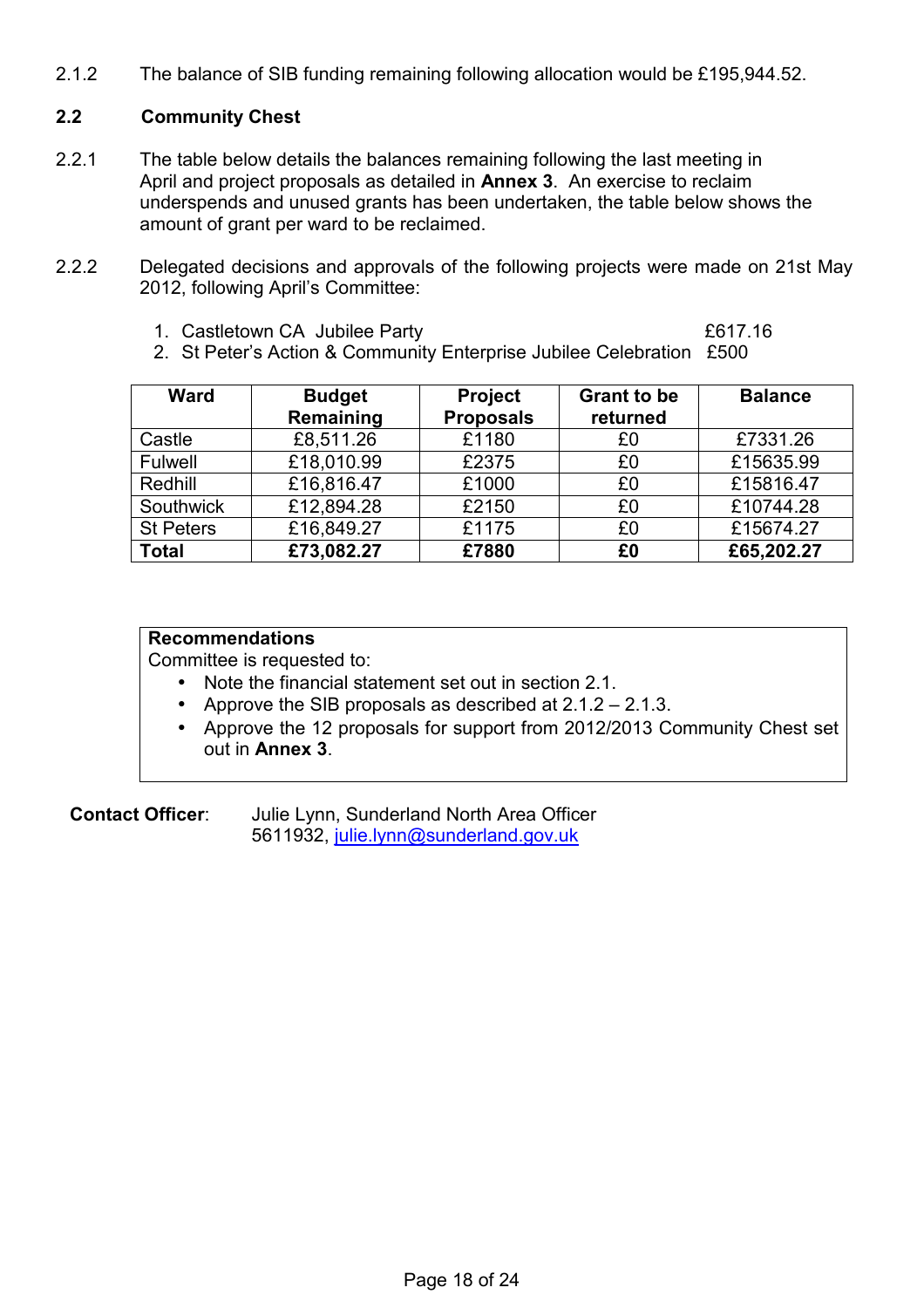2.1.2 The balance of SIB funding remaining following allocation would be £195,944.52.

## 2.2 Community Chest

2.2.1 The table below details the balances remaining following the last meeting in April and project proposals as detailed in **Annex 3**. An exercise to reclaim underspends and unused grants has been undertaken, the table below shows the amount of grant per ward to be reclaimed.

2.2.2 Delegated decisions and approvals of the following projects were made on 21st May 2012, following April's Committee:

1. Castletown CA Jubilee Party £617.16
2. St Peter's Action & Community Enterprise Jubilee Celebration £500

| Ward | Budget Remaining | Project Proposals | Grant to be returned | Balance |
|---|---|---|---|---|
| Castle | £8,511.26 | £1180 | £0 | £7331.26 |
| Fulwell | £18,010.99 | £2375 | £0 | £15635.99 |
| Redhill | £16,816.47 | £1000 | £0 | £15816.47 |
| Southwick | £12,894.28 | £2150 | £0 | £10744.28 |
| St Peters | £16,849.27 | £1175 | £0 | £15674.27 |
| **Total** | **£73,082.27** | **£7880** | **£0** | **£65,202.27** |

**Recommendations**

Committee is requested to:

- Note the financial statement set out in section 2.1.
- Approve the SIB proposals as described at 2.1.2 – 2.1.3.
- Approve the 12 proposals for support from 2012/2013 Community Chest set out in **Annex 3**.

**Contact Officer**: Julie Lynn, Sunderland North Area Officer
5611932, julie.lynn@sunderland.gov.uk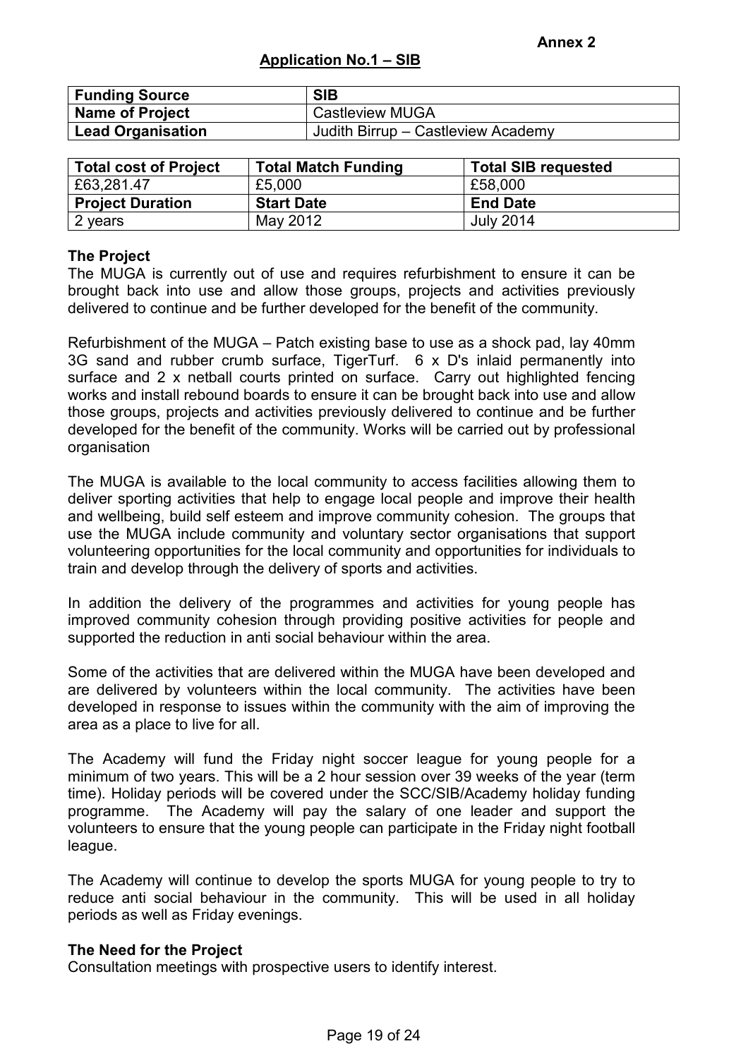Annex 2

## Application No.1 – SIB

| Funding Source | SIB |
| --- | --- |
| Name of Project | Castleview MUGA |
| Lead Organisation | Judith Birrup – Castleview Academy |

| Total cost of Project | Total Match Funding | Total SIB requested |
| --- | --- | --- |
| £63,281.47 | £5,000 | £58,000 |
| **Project Duration** | **Start Date** | **End Date** |
| 2 years | May 2012 | July 2014 |

**The Project**

The MUGA is currently out of use and requires refurbishment to ensure it can be brought back into use and allow those groups, projects and activities previously delivered to continue and be further developed for the benefit of the community.

Refurbishment of the MUGA – Patch existing base to use as a shock pad, lay 40mm 3G sand and rubber crumb surface, TigerTurf. 6 x D's inlaid permanently into surface and 2 x netball courts printed on surface. Carry out highlighted fencing works and install rebound boards to ensure it can be brought back into use and allow those groups, projects and activities previously delivered to continue and be further developed for the benefit of the community. Works will be carried out by professional organisation

The MUGA is available to the local community to access facilities allowing them to deliver sporting activities that help to engage local people and improve their health and wellbeing, build self esteem and improve community cohesion. The groups that use the MUGA include community and voluntary sector organisations that support volunteering opportunities for the local community and opportunities for individuals to train and develop through the delivery of sports and activities.

In addition the delivery of the programmes and activities for young people has improved community cohesion through providing positive activities for people and supported the reduction in anti social behaviour within the area.

Some of the activities that are delivered within the MUGA have been developed and are delivered by volunteers within the local community. The activities have been developed in response to issues within the community with the aim of improving the area as a place to live for all.

The Academy will fund the Friday night soccer league for young people for a minimum of two years. This will be a 2 hour session over 39 weeks of the year (term time). Holiday periods will be covered under the SCC/SIB/Academy holiday funding programme. The Academy will pay the salary of one leader and support the volunteers to ensure that the young people can participate in the Friday night football league.

The Academy will continue to develop the sports MUGA for young people to try to reduce anti social behaviour in the community. This will be used in all holiday periods as well as Friday evenings.

**The Need for the Project**

Consultation meetings with prospective users to identify interest.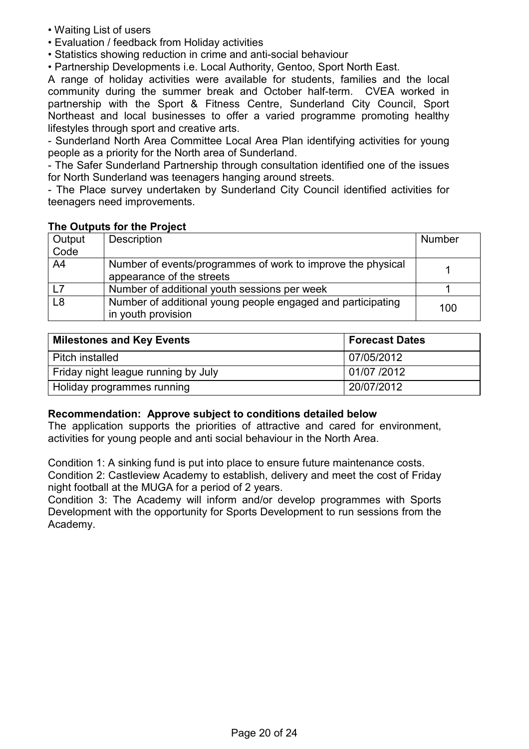- Waiting List of users
- Evaluation / feedback from Holiday activities
- Statistics showing reduction in crime and anti-social behaviour
- Partnership Developments i.e. Local Authority, Gentoo, Sport North East.

A range of holiday activities were available for students, families and the local community during the summer break and October half-term. CVEA worked in partnership with the Sport & Fitness Centre, Sunderland City Council, Sport Northeast and local businesses to offer a varied programme promoting healthy lifestyles through sport and creative arts.

- Sunderland North Area Committee Local Area Plan identifying activities for young people as a priority for the North area of Sunderland.

- The Safer Sunderland Partnership through consultation identified one of the issues for North Sunderland was teenagers hanging around streets.

- The Place survey undertaken by Sunderland City Council identified activities for teenagers need improvements.

**The Outputs for the Project**

| Output Code | Description | Number |
|---|---|---|
| A4 | Number of events/programmes of work to improve the physical appearance of the streets | 1 |
| L7 | Number of additional youth sessions per week | 1 |
| L8 | Number of additional young people engaged and participating in youth provision | 100 |

| Milestones and Key Events | Forecast Dates |
|---|---|
| Pitch installed | 07/05/2012 |
| Friday night league running by July | 01/07 /2012 |
| Holiday programmes running | 20/07/2012 |

**Recommendation: Approve subject to conditions detailed below**

The application supports the priorities of attractive and cared for environment, activities for young people and anti social behaviour in the North Area.

Condition 1: A sinking fund is put into place to ensure future maintenance costs.

Condition 2: Castleview Academy to establish, delivery and meet the cost of Friday night football at the MUGA for a period of 2 years.

Condition 3: The Academy will inform and/or develop programmes with Sports Development with the opportunity for Sports Development to run sessions from the Academy.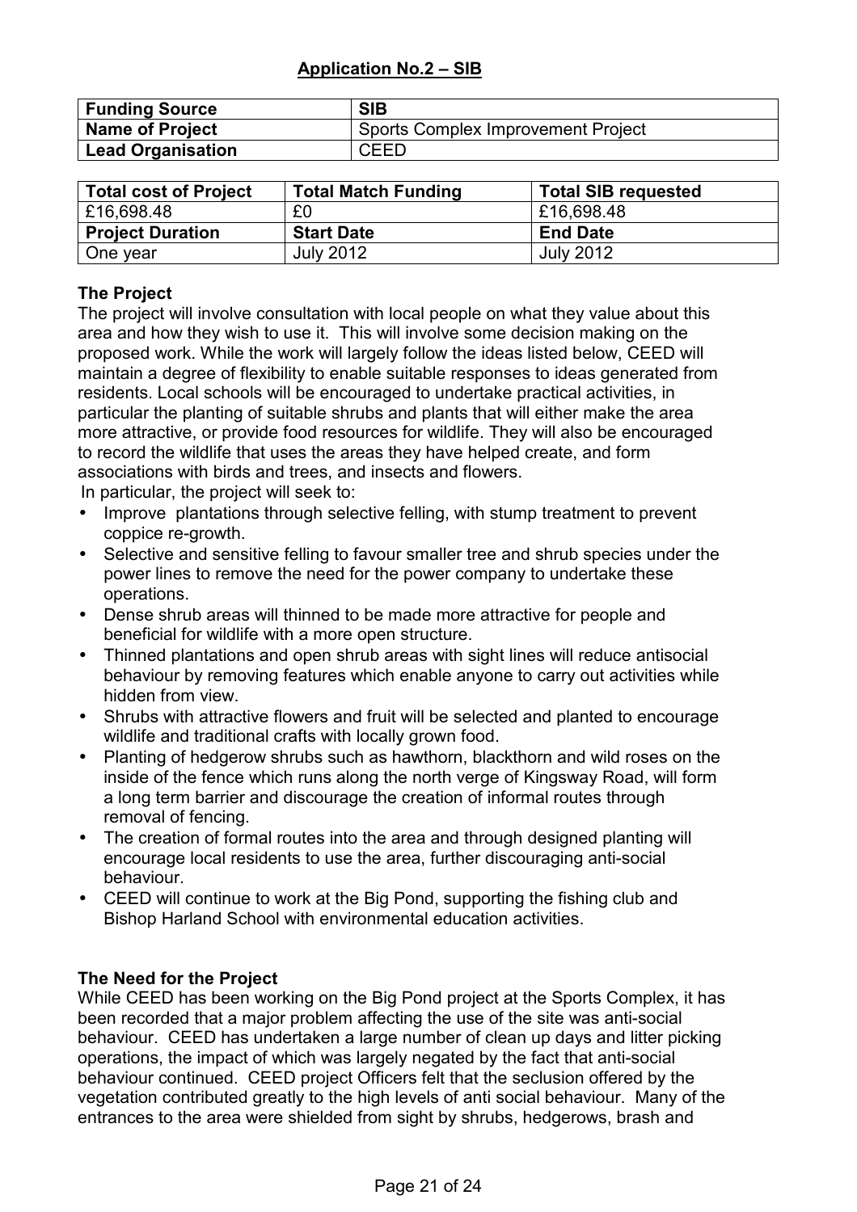## Application No.2 – SIB

| Funding Source | SIB |
|---|---|
| Name of Project | Sports Complex Improvement Project |
| Lead Organisation | CEED |

| Total cost of Project | Total Match Funding | Total SIB requested |
|---|---|---|
| £16,698.48 | £0 | £16,698.48 |
| **Project Duration** | **Start Date** | **End Date** |
| One year | July 2012 | July 2012 |

### The Project

The project will involve consultation with local people on what they value about this area and how they wish to use it. This will involve some decision making on the proposed work. While the work will largely follow the ideas listed below, CEED will maintain a degree of flexibility to enable suitable responses to ideas generated from residents. Local schools will be encouraged to undertake practical activities, in particular the planting of suitable shrubs and plants that will either make the area more attractive, or provide food resources for wildlife. They will also be encouraged to record the wildlife that uses the areas they have helped create, and form associations with birds and trees, and insects and flowers.

In particular, the project will seek to:

- Improve plantations through selective felling, with stump treatment to prevent coppice re-growth.
- Selective and sensitive felling to favour smaller tree and shrub species under the power lines to remove the need for the power company to undertake these operations.
- Dense shrub areas will thinned to be made more attractive for people and beneficial for wildlife with a more open structure.
- Thinned plantations and open shrub areas with sight lines will reduce antisocial behaviour by removing features which enable anyone to carry out activities while hidden from view.
- Shrubs with attractive flowers and fruit will be selected and planted to encourage wildlife and traditional crafts with locally grown food.
- Planting of hedgerow shrubs such as hawthorn, blackthorn and wild roses on the inside of the fence which runs along the north verge of Kingsway Road, will form a long term barrier and discourage the creation of informal routes through removal of fencing.
- The creation of formal routes into the area and through designed planting will encourage local residents to use the area, further discouraging anti-social behaviour.
- CEED will continue to work at the Big Pond, supporting the fishing club and Bishop Harland School with environmental education activities.

### The Need for the Project

While CEED has been working on the Big Pond project at the Sports Complex, it has been recorded that a major problem affecting the use of the site was anti-social behaviour. CEED has undertaken a large number of clean up days and litter picking operations, the impact of which was largely negated by the fact that anti-social behaviour continued. CEED project Officers felt that the seclusion offered by the vegetation contributed greatly to the high levels of anti social behaviour. Many of the entrances to the area were shielded from sight by shrubs, hedgerows, brash and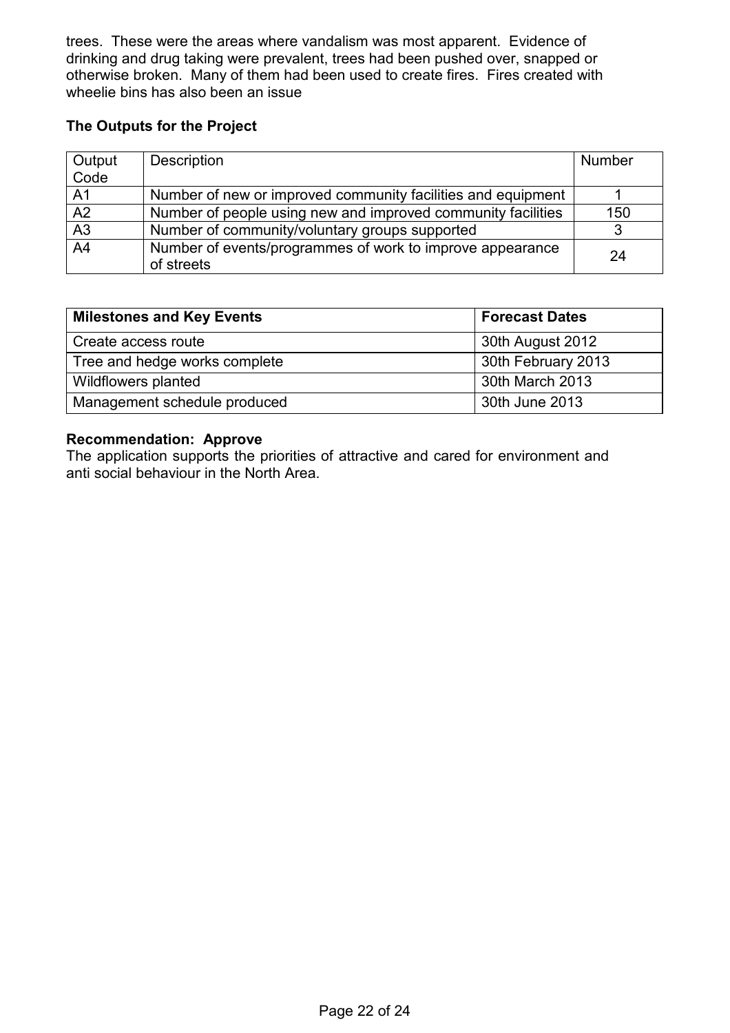trees. These were the areas where vandalism was most apparent. Evidence of drinking and drug taking were prevalent, trees had been pushed over, snapped or otherwise broken. Many of them had been used to create fires. Fires created with wheelie bins has also been an issue

**The Outputs for the Project**

| Output Code | Description | Number |
|---|---|---|
| A1 | Number of new or improved community facilities and equipment | 1 |
| A2 | Number of people using new and improved community facilities | 150 |
| A3 | Number of community/voluntary groups supported | 3 |
| A4 | Number of events/programmes of work to improve appearance of streets | 24 |

| **Milestones and Key Events** | **Forecast Dates** |
|---|---|
| Create access route | 30th August 2012 |
| Tree and hedge works complete | 30th February 2013 |
| Wildflowers planted | 30th March 2013 |
| Management schedule produced | 30th June 2013 |

**Recommendation: Approve**
The application supports the priorities of attractive and cared for environment and anti social behaviour in the North Area.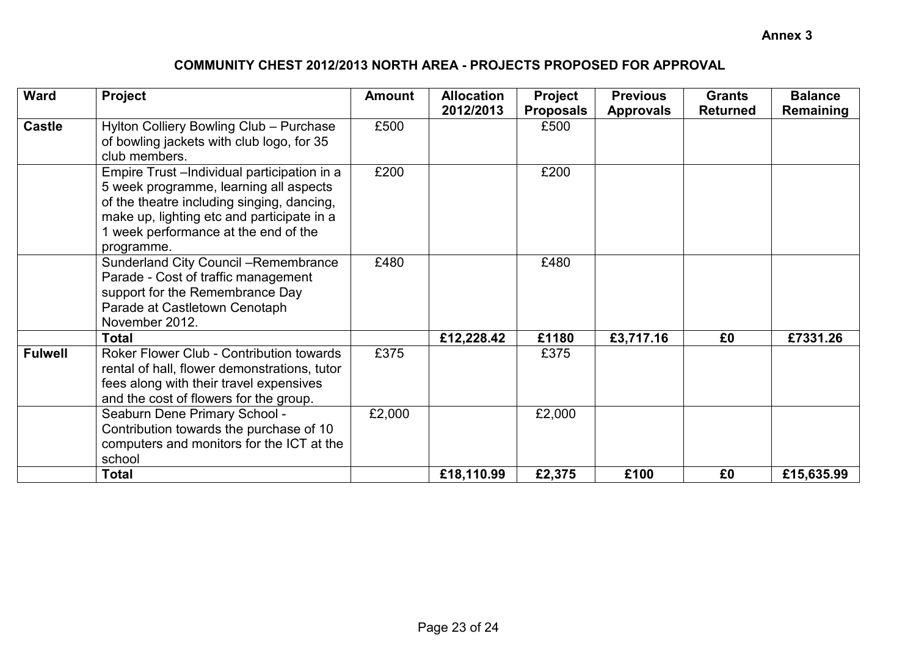**Annex 3**

## COMMUNITY CHEST 2012/2013 NORTH AREA - PROJECTS PROPOSED FOR APPROVAL

| Ward | Project | Amount | Allocation 2012/2013 | Project Proposals | Previous Approvals | Grants Returned | Balance Remaining |
|---|---|---|---|---|---|---|---|
| **Castle** | Hylton Colliery Bowling Club – Purchase of bowling jackets with club logo, for 35 club members. | £500 | | £500 | | | |
| | Empire Trust –Individual participation in a 5 week programme, learning all aspects of the theatre including singing, dancing, make up, lighting etc and participate in a 1 week performance at the end of the programme. | £200 | | £200 | | | |
| | Sunderland City Council –Remembrance Parade - Cost of traffic management support for the Remembrance Day Parade at Castletown Cenotaph November 2012. | £480 | | £480 | | | |
| | **Total** | | **£12,228.42** | **£1180** | **£3,717.16** | **£0** | **£7331.26** |
| **Fulwell** | Roker Flower Club - Contribution towards rental of hall, flower demonstrations, tutor fees along with their travel expensives and the cost of flowers for the group. | £375 | | £375 | | | |
| | Seaburn Dene Primary School - Contribution towards the purchase of 10 computers and monitors for the ICT at the school | £2,000 | | £2,000 | | | |
| | **Total** | | **£18,110.99** | **£2,375** | **£100** | **£0** | **£15,635.99** |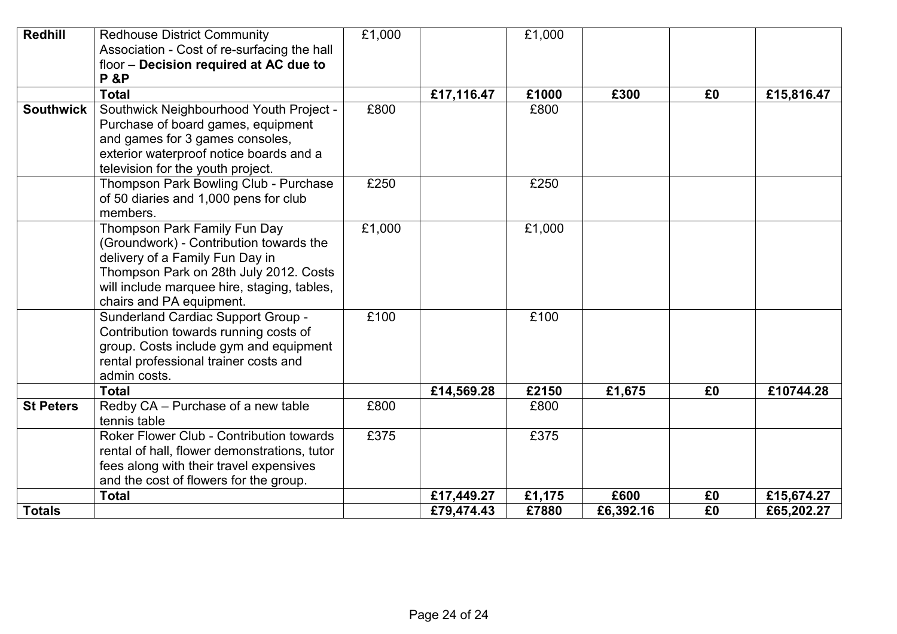| | | | | | | | |
|---|---|---|---|---|---|---|---|
| **Redhill** | Redhouse District Community Association - Cost of re-surfacing the hall floor – **Decision required at AC due to P &P** | £1,000 | | £1,000 | | | |
| | **Total** | | **£17,116.47** | **£1000** | **£300** | **£0** | **£15,816.47** |
| **Southwick** | Southwick Neighbourhood Youth Project - Purchase of board games, equipment and games for 3 games consoles, exterior waterproof notice boards and a television for the youth project. | £800 | | £800 | | | |
| | Thompson Park Bowling Club - Purchase of 50 diaries and 1,000 pens for club members. | £250 | | £250 | | | |
| | Thompson Park Family Fun Day (Groundwork) - Contribution towards the delivery of a Family Fun Day in Thompson Park on 28th July 2012. Costs will include marquee hire, staging, tables, chairs and PA equipment. | £1,000 | | £1,000 | | | |
| | Sunderland Cardiac Support Group - Contribution towards running costs of group. Costs include gym and equipment rental professional trainer costs and admin costs. | £100 | | £100 | | | |
| | **Total** | | **£14,569.28** | **£2150** | **£1,675** | **£0** | **£10744.28** |
| **St Peters** | Redby CA – Purchase of a new table tennis table | £800 | | £800 | | | |
| | Roker Flower Club - Contribution towards rental of hall, flower demonstrations, tutor fees along with their travel expensives and the cost of flowers for the group. | £375 | | £375 | | | |
| | **Total** | | **£17,449.27** | **£1,175** | **£600** | **£0** | **£15,674.27** |
| **Totals** | | | **£79,474.43** | **£7880** | **£6,392.16** | **£0** | **£65,202.27** |